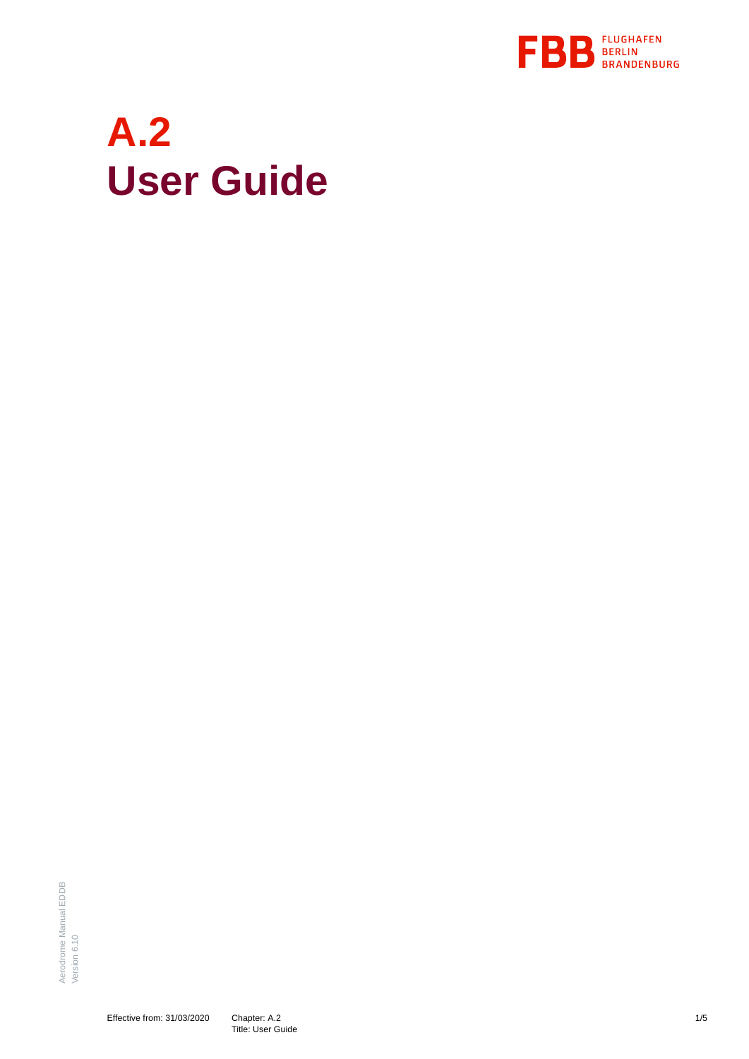# A.2
# User Guide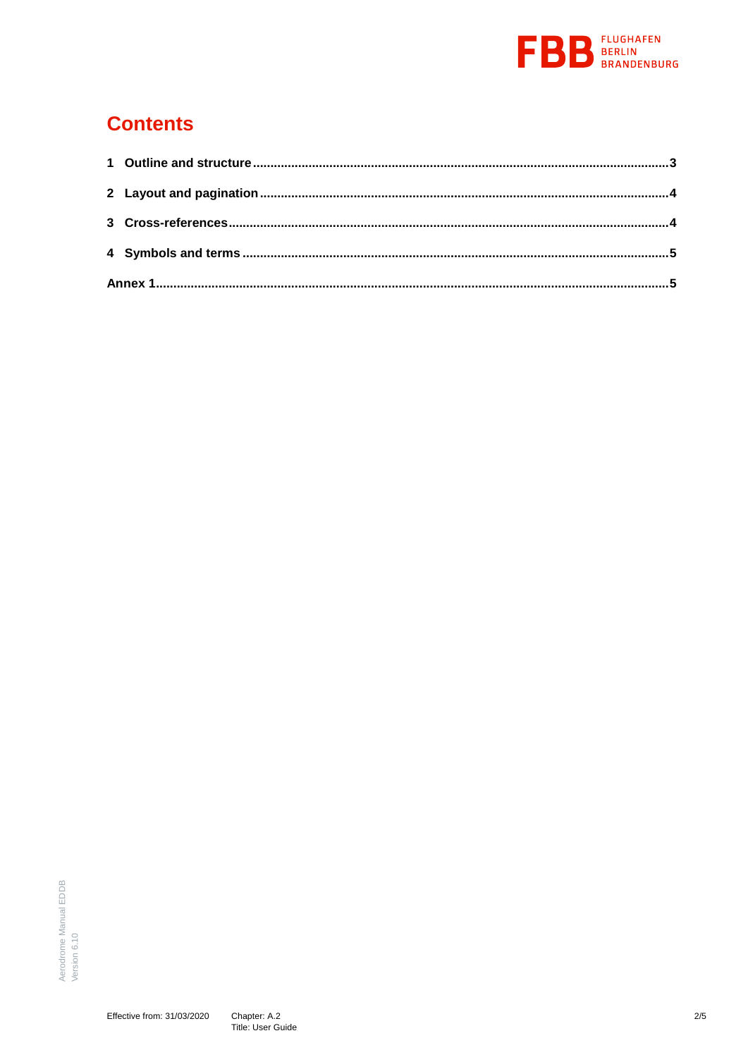# Contents

1 Outline and structure ........................................................................................................3

2 Layout and pagination ........................................................................................................4

3 Cross-references ........................................................................................................4

4 Symbols and terms ........................................................................................................5

Annex 1 ........................................................................................................5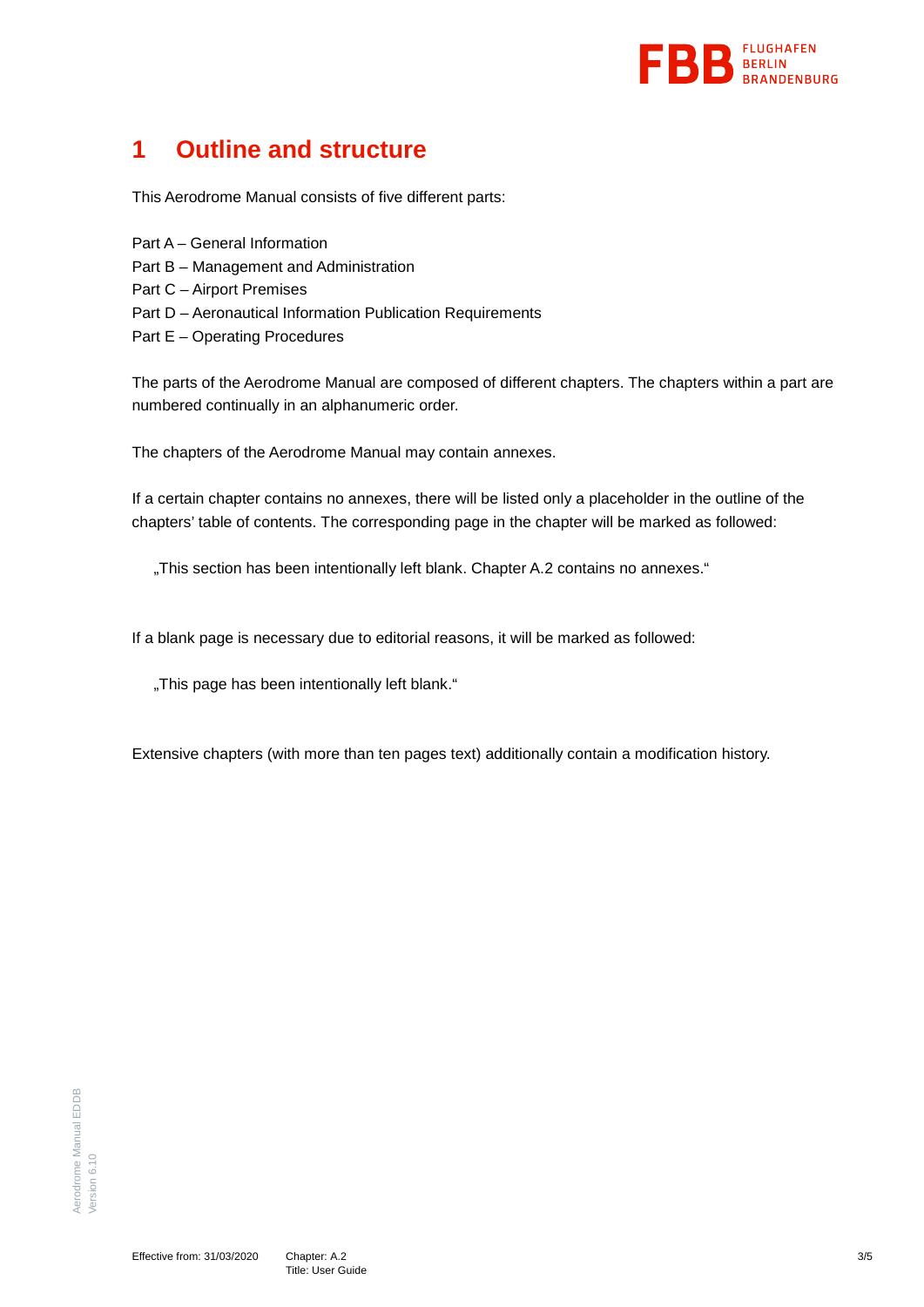# 1 Outline and structure

This Aerodrome Manual consists of five different parts:

Part A – General Information
Part B – Management and Administration
Part C – Airport Premises
Part D – Aeronautical Information Publication Requirements
Part E – Operating Procedures

The parts of the Aerodrome Manual are composed of different chapters. The chapters within a part are numbered continually in an alphanumeric order.

The chapters of the Aerodrome Manual may contain annexes.

If a certain chapter contains no annexes, there will be listed only a placeholder in the outline of the chapters' table of contents. The corresponding page in the chapter will be marked as followed:

„This section has been intentionally left blank. Chapter A.2 contains no annexes."

If a blank page is necessary due to editorial reasons, it will be marked as followed:

„This page has been intentionally left blank."

Extensive chapters (with more than ten pages text) additionally contain a modification history.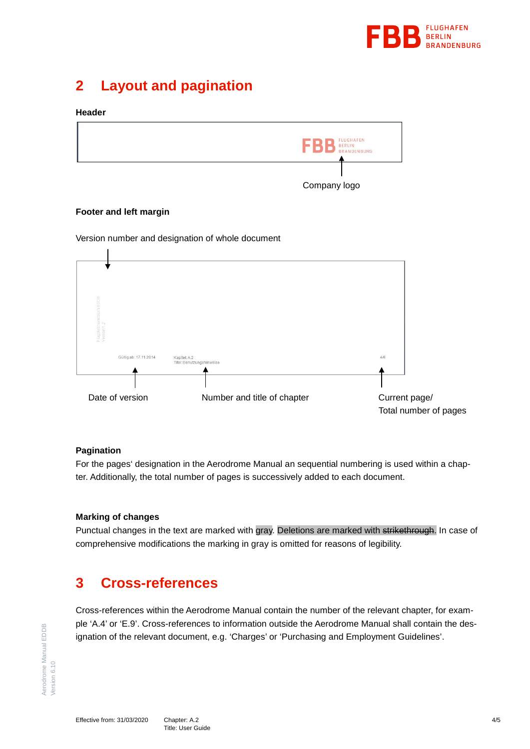## 2 Layout and pagination

**Header**

Company logo

**Footer and left margin**

Version number and designation of whole document

Date of version

Number and title of chapter

Current page/
Total number of pages

**Pagination**

For the pages' designation in the Aerodrome Manual an sequential numbering is used within a chapter. Additionally, the total number of pages is successively added to each document.

**Marking of changes**

Punctual changes in the text are marked with gray. Deletions are marked with ~~strikethrough~~. In case of comprehensive modifications the marking in gray is omitted for reasons of legibility.

## 3 Cross-references

Cross-references within the Aerodrome Manual contain the number of the relevant chapter, for example 'A.4' or 'E.9'. Cross-references to information outside the Aerodrome Manual shall contain the designation of the relevant document, e.g. 'Charges' or 'Purchasing and Employment Guidelines'.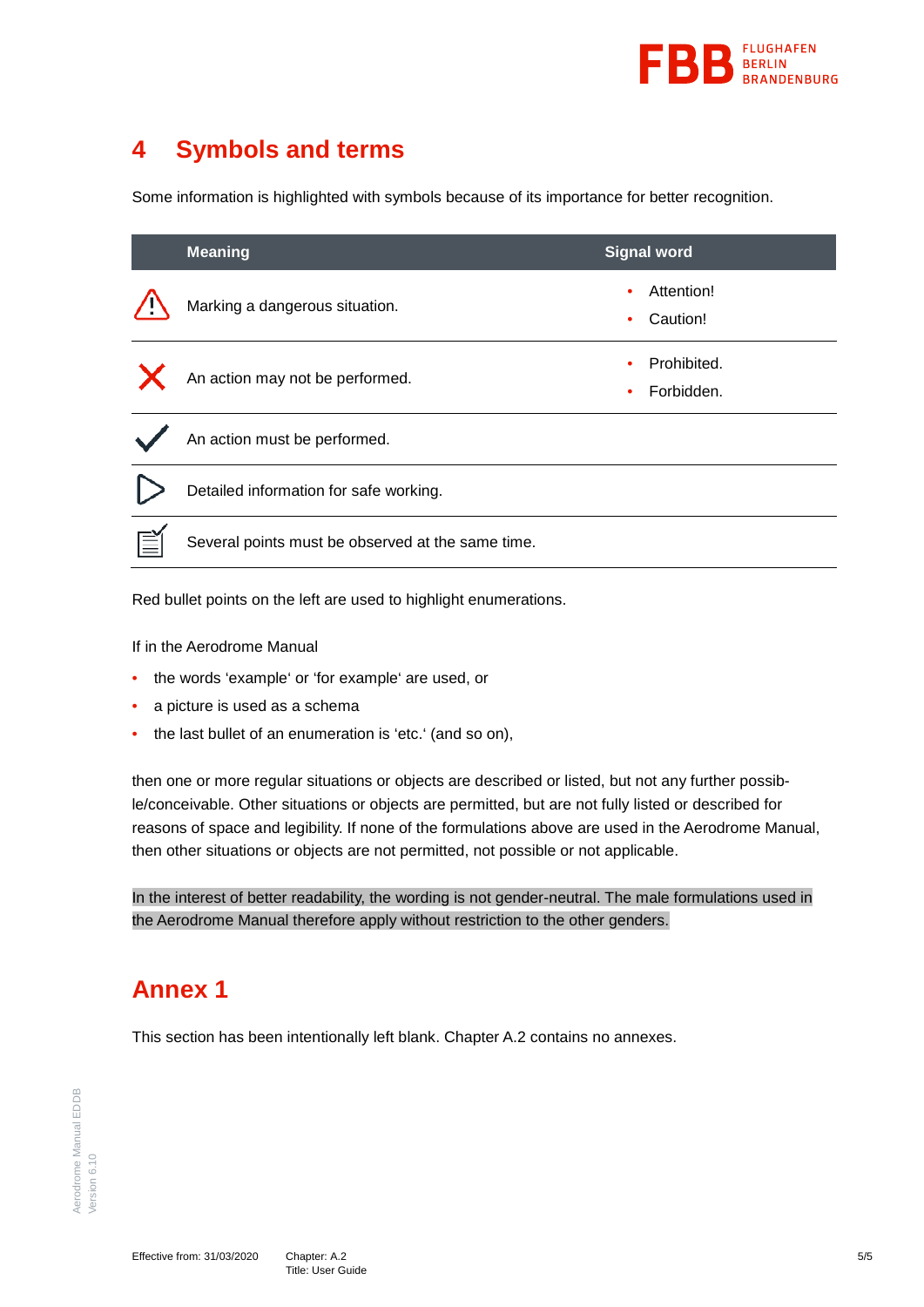# 4 Symbols and terms

Some information is highlighted with symbols because of its importance for better recognition.

| | Meaning | Signal word |
|---|---|---|
| ⚠ | Marking a dangerous situation. | • Attention!<br>• Caution! |
| ✕ | An action may not be performed. | • Prohibited.<br>• Forbidden. |
| ✓ | An action must be performed. | |
| ▷ | Detailed information for safe working. | |
| 📋 | Several points must be observed at the same time. | |

Red bullet points on the left are used to highlight enumerations.

If in the Aerodrome Manual

- the words 'example' or 'for example' are used, or
- a picture is used as a schema
- the last bullet of an enumeration is 'etc.' (and so on),

then one or more regular situations or objects are described or listed, but not any further possible/conceivable. Other situations or objects are permitted, but are not fully listed or described for reasons of space and legibility. If none of the formulations above are used in the Aerodrome Manual, then other situations or objects are not permitted, not possible or not applicable.

In the interest of better readability, the wording is not gender-neutral. The male formulations used in the Aerodrome Manual therefore apply without restriction to the other genders.

# Annex 1

This section has been intentionally left blank. Chapter A.2 contains no annexes.